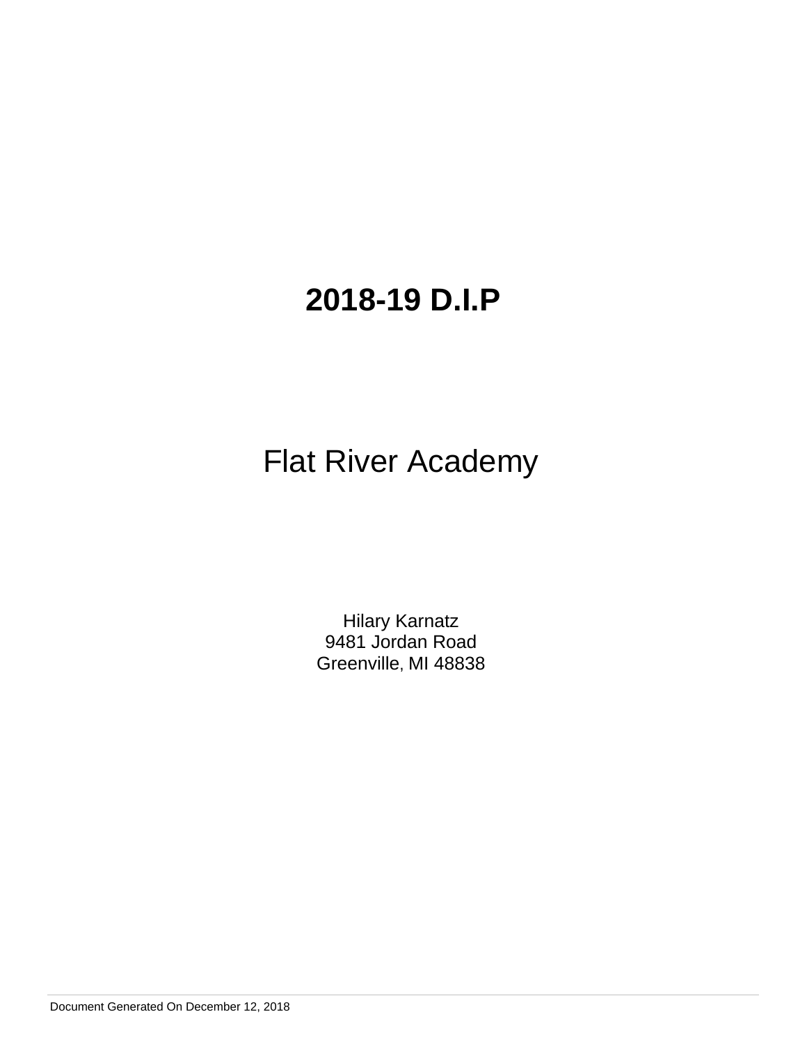# 2018-19 D.I.P

Flat River Academy

Hilary Karnatz
9481 Jordan Road
Greenville, MI 48838

Document Generated On December 12, 2018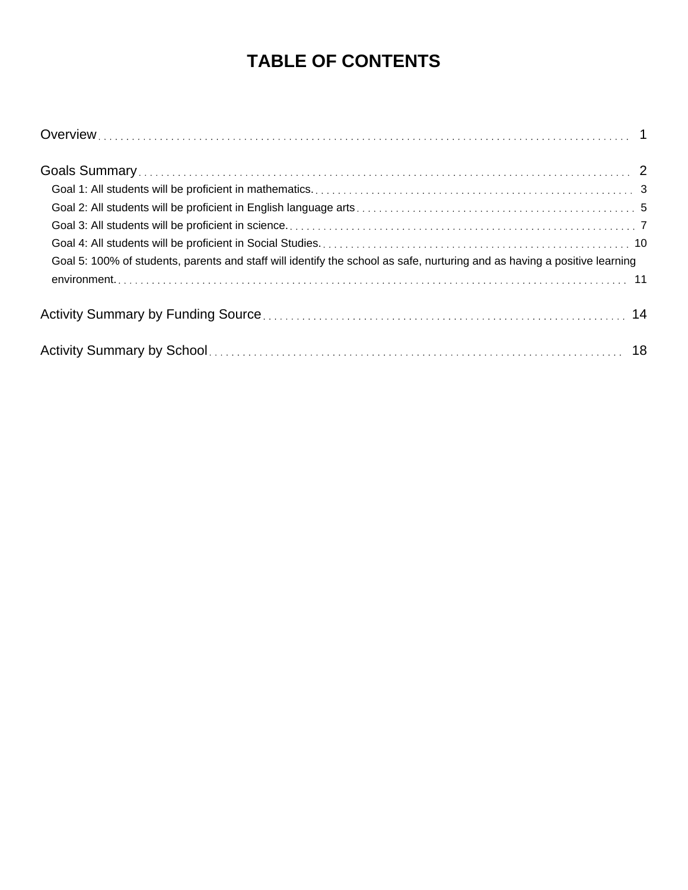# TABLE OF CONTENTS

Overview . . . . . . . . . . 1

Goals Summary . . . . . . . . . . 2

- Goal 1: All students will be proficient in mathematics. . . . . . . . . . . 3
- Goal 2: All students will be proficient in English language arts . . . . . . . . . . 5
- Goal 3: All students will be proficient in science. . . . . . . . . . . 7
- Goal 4: All students will be proficient in Social Studies. . . . . . . . . . . 10
- Goal 5: 100% of students, parents and staff will identify the school as safe, nurturing and as having a positive learning environment. . . . . . . . . . . 11

Activity Summary by Funding Source . . . . . . . . . . 14

Activity Summary by School . . . . . . . . . . 18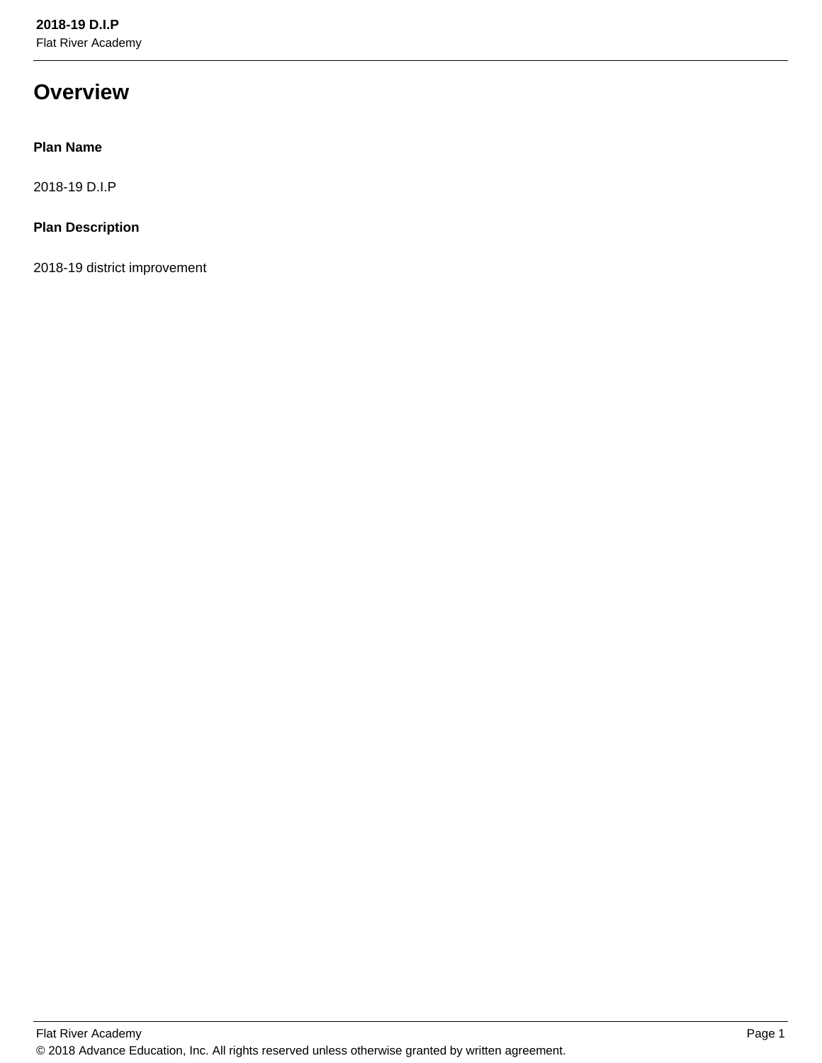# Overview

**Plan Name**

2018-19 D.I.P

**Plan Description**

2018-19 district improvement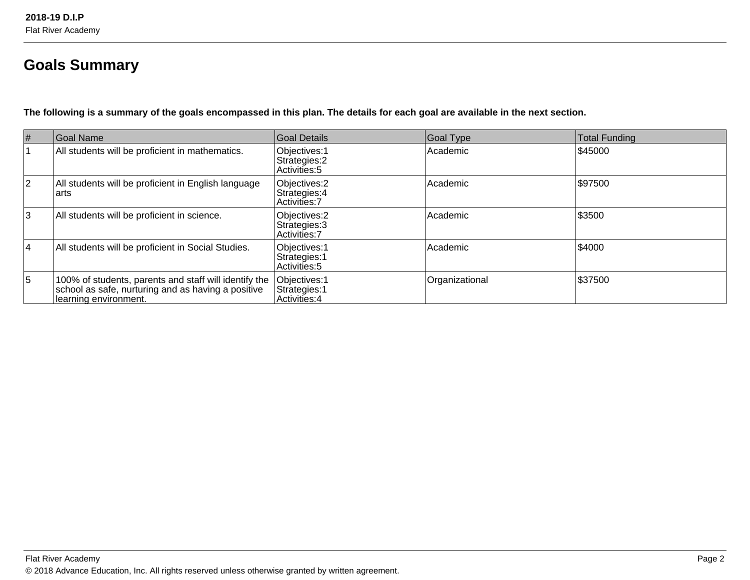# Goals Summary

**The following is a summary of the goals encompassed in this plan. The details for each goal are available in the next section.**

| # | Goal Name | Goal Details | Goal Type | Total Funding |
|---|---|---|---|---|
| 1 | All students will be proficient in mathematics. | Objectives:1<br>Strategies:2<br>Activities:5 | Academic | $45000 |
| 2 | All students will be proficient in English language arts | Objectives:2<br>Strategies:4<br>Activities:7 | Academic | $97500 |
| 3 | All students will be proficient in science. | Objectives:2<br>Strategies:3<br>Activities:7 | Academic | $3500 |
| 4 | All students will be proficient in Social Studies. | Objectives:1<br>Strategies:1<br>Activities:5 | Academic | $4000 |
| 5 | 100% of students, parents and staff will identify the school as safe, nurturing and as having a positive learning environment. | Objectives:1<br>Strategies:1<br>Activities:4 | Organizational | $37500 |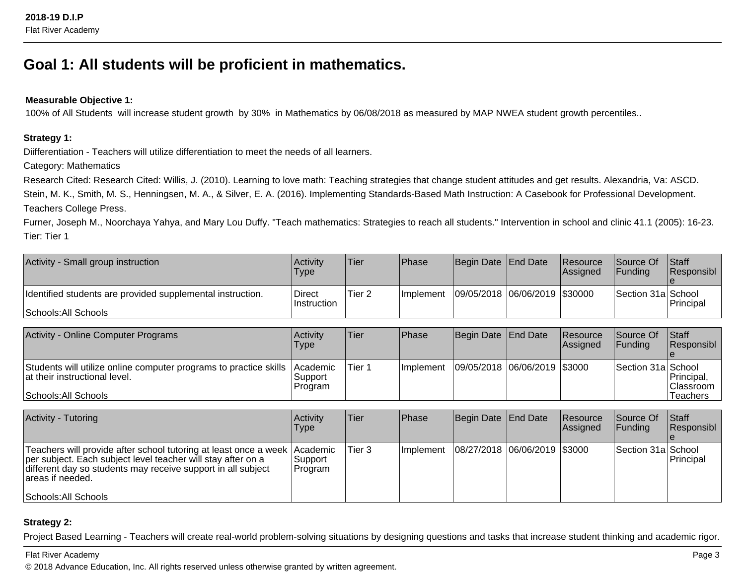# Goal 1: All students will be proficient in mathematics.

**Measurable Objective 1:**
100% of All Students will increase student growth by 30% in Mathematics by 06/08/2018 as measured by MAP NWEA student growth percentiles..

**Strategy 1:**

Diifferentiation - Teachers will utilize differentiation to meet the needs of all learners.

Category: Mathematics

Research Cited: Research Cited: Willis, J. (2010). Learning to love math: Teaching strategies that change student attitudes and get results. Alexandria, Va: ASCD.
Stein, M. K., Smith, M. S., Henningsen, M. A., & Silver, E. A. (2016). Implementing Standards-Based Math Instruction: A Casebook for Professional Development. Teachers College Press.
Furner, Joseph M., Noorchaya Yahya, and Mary Lou Duffy. "Teach mathematics: Strategies to reach all students." Intervention in school and clinic 41.1 (2005): 16-23.

Tier: Tier 1

| Activity - Small group instruction | Activity Type | Tier | Phase | Begin Date | End Date | Resource Assigned | Source Of Funding | Staff Responsible |
|---|---|---|---|---|---|---|---|---|
| Identified students are provided supplemental instruction.<br><br>Schools:All Schools | Direct Instruction | Tier 2 | Implement | 09/05/2018 | 06/06/2019 | $30000 | Section 31a | School Principal |

| Activity - Online Computer Programs | Activity Type | Tier | Phase | Begin Date | End Date | Resource Assigned | Source Of Funding | Staff Responsible |
|---|---|---|---|---|---|---|---|---|
| Students will utilize online computer programs to practice skills at their instructional level.<br><br>Schools:All Schools | Academic Support Program | Tier 1 | Implement | 09/05/2018 | 06/06/2019 | $3000 | Section 31a | School Principal, Classroom Teachers |

| Activity - Tutoring | Activity Type | Tier | Phase | Begin Date | End Date | Resource Assigned | Source Of Funding | Staff Responsible |
|---|---|---|---|---|---|---|---|---|
| Teachers will provide after school tutoring at least once a week per subject. Each subject level teacher will stay after on a different day so students may receive support in all subject areas if needed.<br><br>Schools:All Schools | Academic Support Program | Tier 3 | Implement | 08/27/2018 | 06/06/2019 | $3000 | Section 31a | School Principal |

**Strategy 2:**

Project Based Learning - Teachers will create real-world problem-solving situations by designing questions and tasks that increase student thinking and academic rigor.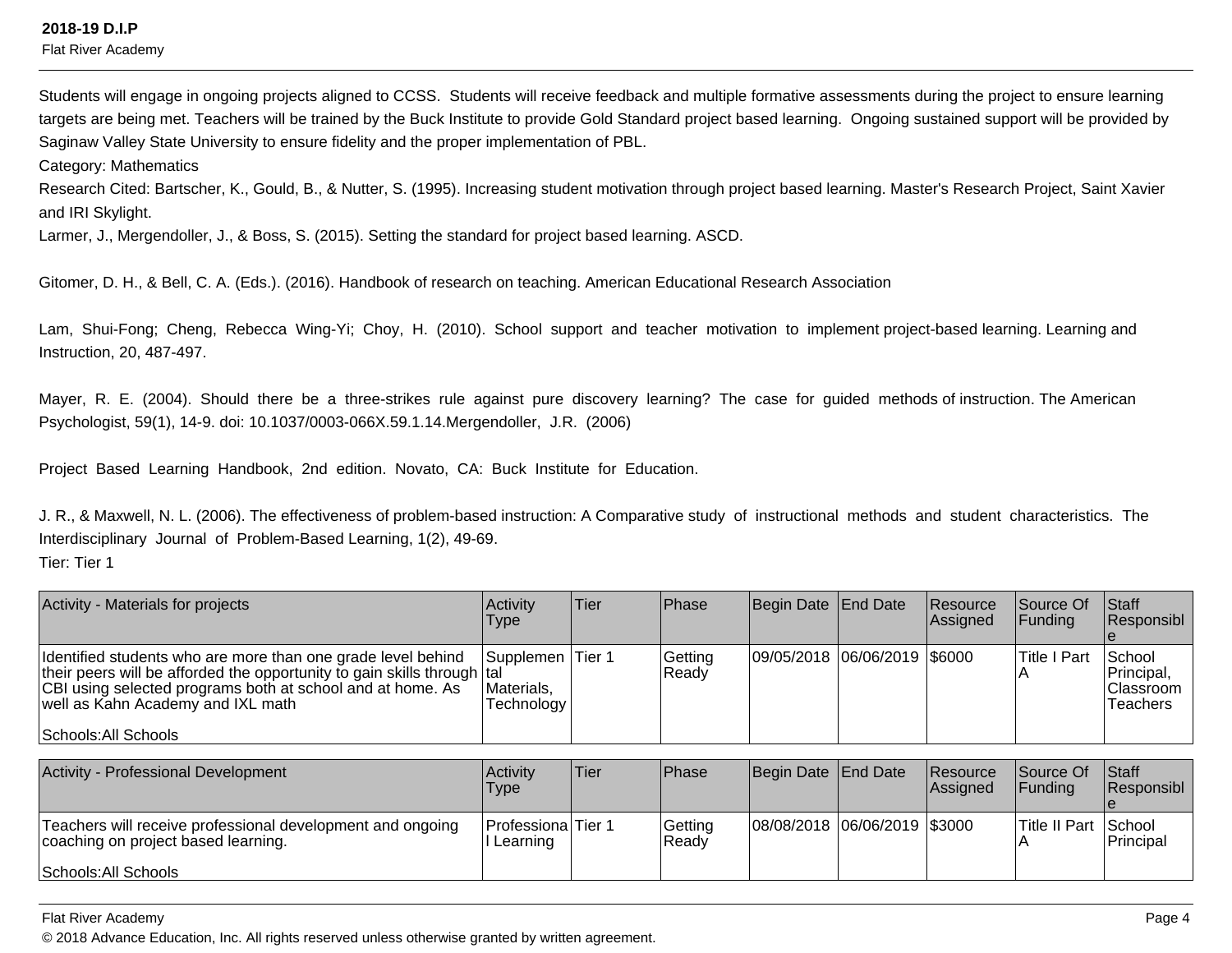Students will engage in ongoing projects aligned to CCSS. Students will receive feedback and multiple formative assessments during the project to ensure learning targets are being met. Teachers will be trained by the Buck Institute to provide Gold Standard project based learning. Ongoing sustained support will be provided by Saginaw Valley State University to ensure fidelity and the proper implementation of PBL.

Category: Mathematics

Research Cited: Bartscher, K., Gould, B., & Nutter, S. (1995). Increasing student motivation through project based learning. Master's Research Project, Saint Xavier and IRI Skylight.

Larmer, J., Mergendoller, J., & Boss, S. (2015). Setting the standard for project based learning. ASCD.

Gitomer, D. H., & Bell, C. A. (Eds.). (2016). Handbook of research on teaching. American Educational Research Association

Lam, Shui-Fong; Cheng, Rebecca Wing-Yi; Choy, H. (2010). School support and teacher motivation to implement project-based learning. Learning and Instruction, 20, 487-497.

Mayer, R. E. (2004). Should there be a three-strikes rule against pure discovery learning? The case for guided methods of instruction. The American Psychologist, 59(1), 14-9. doi: 10.1037/0003-066X.59.1.14.Mergendoller, J.R. (2006)

Project Based Learning Handbook, 2nd edition. Novato, CA: Buck Institute for Education.

J. R., & Maxwell, N. L. (2006). The effectiveness of problem-based instruction: A Comparative study of instructional methods and student characteristics. The Interdisciplinary Journal of Problem-Based Learning, 1(2), 49-69.

Tier: Tier 1

| Activity - Materials for projects | Activity Type | Tier | Phase | Begin Date | End Date | Resource Assigned | Source Of Funding | Staff Responsible |
|---|---|---|---|---|---|---|---|---|
| Identified students who are more than one grade level behind their peers will be afforded the opportunity to gain skills through CBI using selected programs both at school and at home. As well as Kahn Academy and IXL math<br><br>Schools:All Schools | Supplemental Materials, Technology | Tier 1 | Getting Ready | 09/05/2018 | 06/06/2019 | $6000 | Title I Part A | School Principal, Classroom Teachers |

| Activity - Professional Development | Activity Type | Tier | Phase | Begin Date | End Date | Resource Assigned | Source Of Funding | Staff Responsible |
|---|---|---|---|---|---|---|---|---|
| Teachers will receive professional development and ongoing coaching on project based learning.<br><br>Schools:All Schools | Professional Learning | Tier 1 | Getting Ready | 08/08/2018 | 06/06/2019 | $3000 | Title II Part A | School Principal |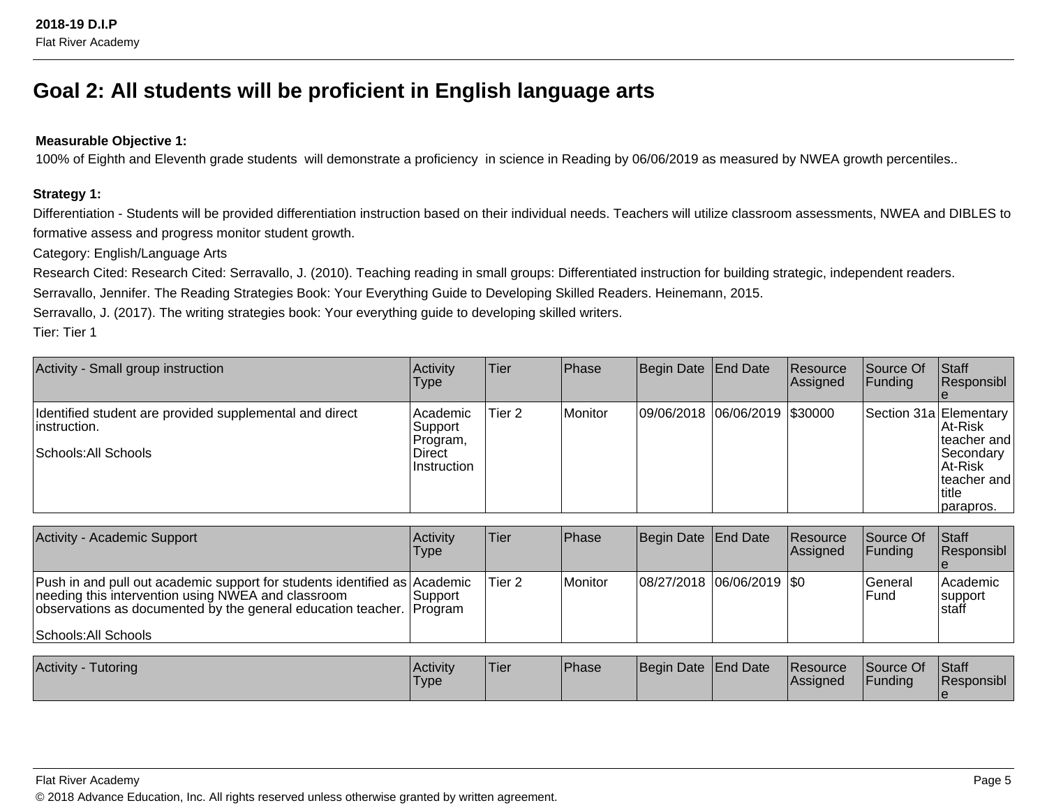## Goal 2: All students will be proficient in English language arts

**Measurable Objective 1:**

100% of Eighth and Eleventh grade students will demonstrate a proficiency in science in Reading by 06/06/2019 as measured by NWEA growth percentiles..

**Strategy 1:**

Differentiation - Students will be provided differentiation instruction based on their individual needs. Teachers will utilize classroom assessments, NWEA and DIBLES to formative assess and progress monitor student growth.

Category: English/Language Arts

Research Cited: Research Cited: Serravallo, J. (2010). Teaching reading in small groups: Differentiated instruction for building strategic, independent readers.

Serravallo, Jennifer. The Reading Strategies Book: Your Everything Guide to Developing Skilled Readers. Heinemann, 2015.

Serravallo, J. (2017). The writing strategies book: Your everything guide to developing skilled writers.

Tier: Tier 1

| Activity - Small group instruction | Activity Type | Tier | Phase | Begin Date | End Date | Resource Assigned | Source Of Funding | Staff Responsible |
|---|---|---|---|---|---|---|---|---|
| Identified student are provided supplemental and direct instruction.<br><br>Schools:All Schools | Academic Support Program, Direct Instruction | Tier 2 | Monitor | 09/06/2018 | 06/06/2019 | $30000 | Section 31a | Elementary At-Risk teacher and Secondary At-Risk teacher and title parapros. |

| Activity - Academic Support | Activity Type | Tier | Phase | Begin Date | End Date | Resource Assigned | Source Of Funding | Staff Responsible |
|---|---|---|---|---|---|---|---|---|
| Push in and pull out academic support for students identified as needing this intervention using NWEA and classroom observations as documented by the general education teacher.<br><br>Schools:All Schools | Academic Support Program | Tier 2 | Monitor | 08/27/2018 | 06/06/2019 | $0 | General Fund | Academic support staff |

| Activity - Tutoring | Activity Type | Tier | Phase | Begin Date | End Date | Resource Assigned | Source Of Funding | Staff Responsible |
|---|---|---|---|---|---|---|---|---|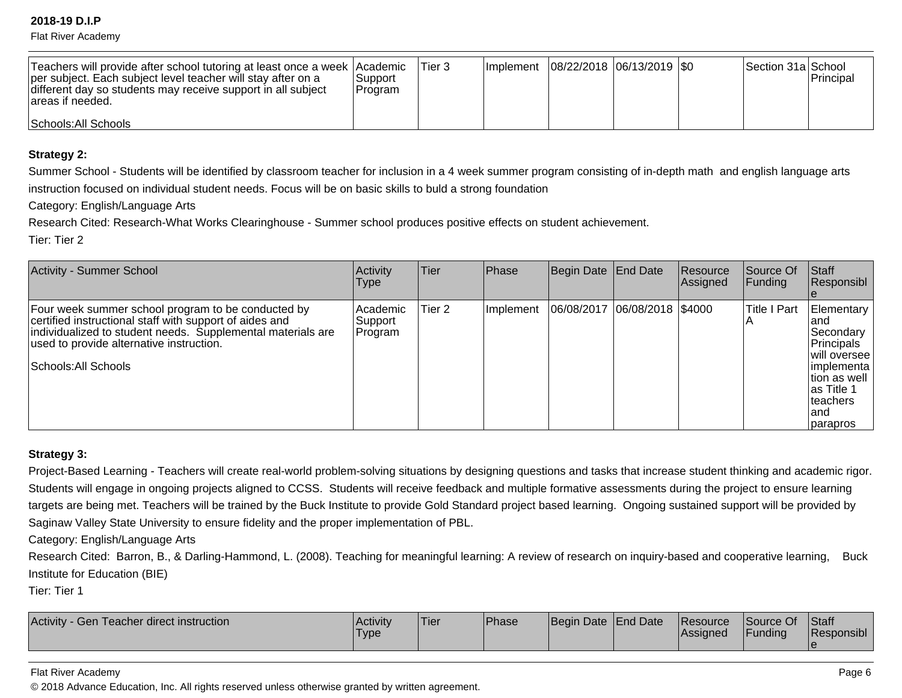| | | | | | | | | |
|---|---|---|---|---|---|---|---|---|
| Teachers will provide after school tutoring at least once a week per subject. Each subject level teacher will stay after on a different day so students may receive support in all subject areas if needed.<br><br>Schools:All Schools | Academic Support Program | Tier 3 | Implement | 08/22/2018 | 06/13/2019 | $0 | Section 31a | School Principal |

**Strategy 2:**

Summer School - Students will be identified by classroom teacher for inclusion in a 4 week summer program consisting of in-depth math and english language arts instruction focused on individual student needs. Focus will be on basic skills to buld a strong foundation

Category: English/Language Arts

Research Cited: Research-What Works Clearinghouse - Summer school produces positive effects on student achievement.

Tier: Tier 2

| Activity - Summer School | Activity Type | Tier | Phase | Begin Date | End Date | Resource Assigned | Source Of Funding | Staff Responsible |
|---|---|---|---|---|---|---|---|---|
| Four week summer school program to be conducted by certified instructional staff with support of aides and individualized to student needs. Supplemental materials are used to provide alternative instruction.<br><br>Schools:All Schools | Academic Support Program | Tier 2 | Implement | 06/08/2017 | 06/08/2018 | $4000 | Title I Part A | Elementary and Secondary Principals will oversee implementation as well as Title 1 teachers and parapros |

**Strategy 3:**

Project-Based Learning - Teachers will create real-world problem-solving situations by designing questions and tasks that increase student thinking and academic rigor. Students will engage in ongoing projects aligned to CCSS. Students will receive feedback and multiple formative assessments during the project to ensure learning targets are being met. Teachers will be trained by the Buck Institute to provide Gold Standard project based learning. Ongoing sustained support will be provided by Saginaw Valley State University to ensure fidelity and the proper implementation of PBL.

Category: English/Language Arts

Research Cited: Barron, B., & Darling-Hammond, L. (2008). Teaching for meaningful learning: A review of research on inquiry-based and cooperative learning, Buck Institute for Education (BIE)

Tier: Tier 1

| Activity - Gen Teacher direct instruction | Activity Type | Tier | Phase | Begin Date | End Date | Resource Assigned | Source Of Funding | Staff Responsible |
|---|---|---|---|---|---|---|---|---|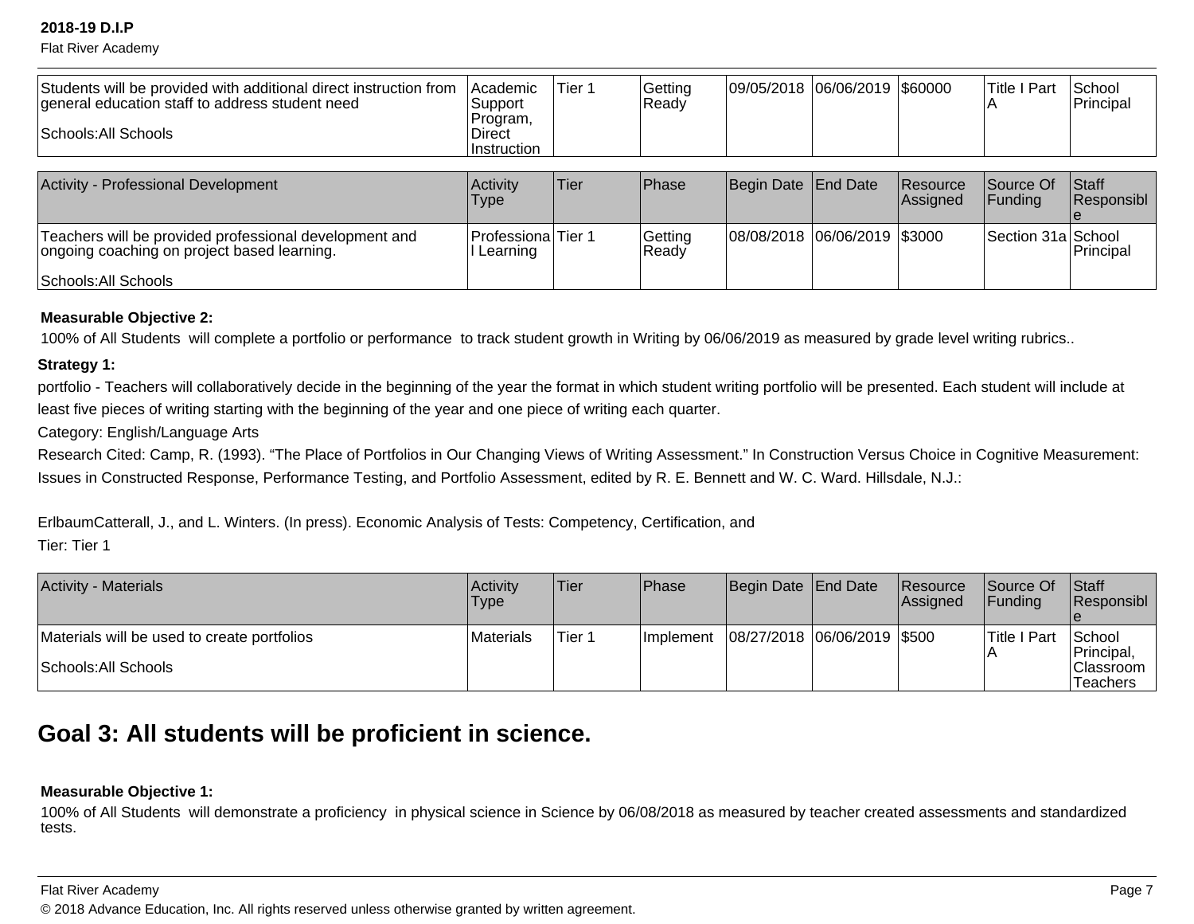| | | | | | | | | |
|---|---|---|---|---|---|---|---|---|
| Students will be provided with additional direct instruction from general education staff to address student need<br><br>Schools:All Schools | Academic Support Program, Direct Instruction | Tier 1 | Getting Ready | 09/05/2018 | 06/06/2019 | $60000 | Title I Part A | School Principal |

| Activity - Professional Development | Activity Type | Tier | Phase | Begin Date | End Date | Resource Assigned | Source Of Funding | Staff Responsible |
|---|---|---|---|---|---|---|---|---|
| Teachers will be provided professional development and ongoing coaching on project based learning.<br><br>Schools:All Schools | Professional Learning | Tier 1 | Getting Ready | 08/08/2018 | 06/06/2019 | $3000 | Section 31a | School Principal |

**Measurable Objective 2:**

100% of All Students will complete a portfolio or performance to track student growth in Writing by 06/06/2019 as measured by grade level writing rubrics..

**Strategy 1:**

portfolio - Teachers will collaboratively decide in the beginning of the year the format in which student writing portfolio will be presented. Each student will include at least five pieces of writing starting with the beginning of the year and one piece of writing each quarter.

Category: English/Language Arts

Research Cited: Camp, R. (1993). "The Place of Portfolios in Our Changing Views of Writing Assessment." In Construction Versus Choice in Cognitive Measurement: Issues in Constructed Response, Performance Testing, and Portfolio Assessment, edited by R. E. Bennett and W. C. Ward. Hillsdale, N.J.:

ErlbaumCatterall, J., and L. Winters. (In press). Economic Analysis of Tests: Competency, Certification, and

Tier: Tier 1

| Activity - Materials | Activity Type | Tier | Phase | Begin Date | End Date | Resource Assigned | Source Of Funding | Staff Responsible |
|---|---|---|---|---|---|---|---|---|
| Materials will be used to create portfolios<br><br>Schools:All Schools | Materials | Tier 1 | Implement | 08/27/2018 | 06/06/2019 | $500 | Title I Part A | School Principal, Classroom Teachers |

## Goal 3: All students will be proficient in science.

**Measurable Objective 1:**

100% of All Students will demonstrate a proficiency in physical science in Science by 06/08/2018 as measured by teacher created assessments and standardized tests.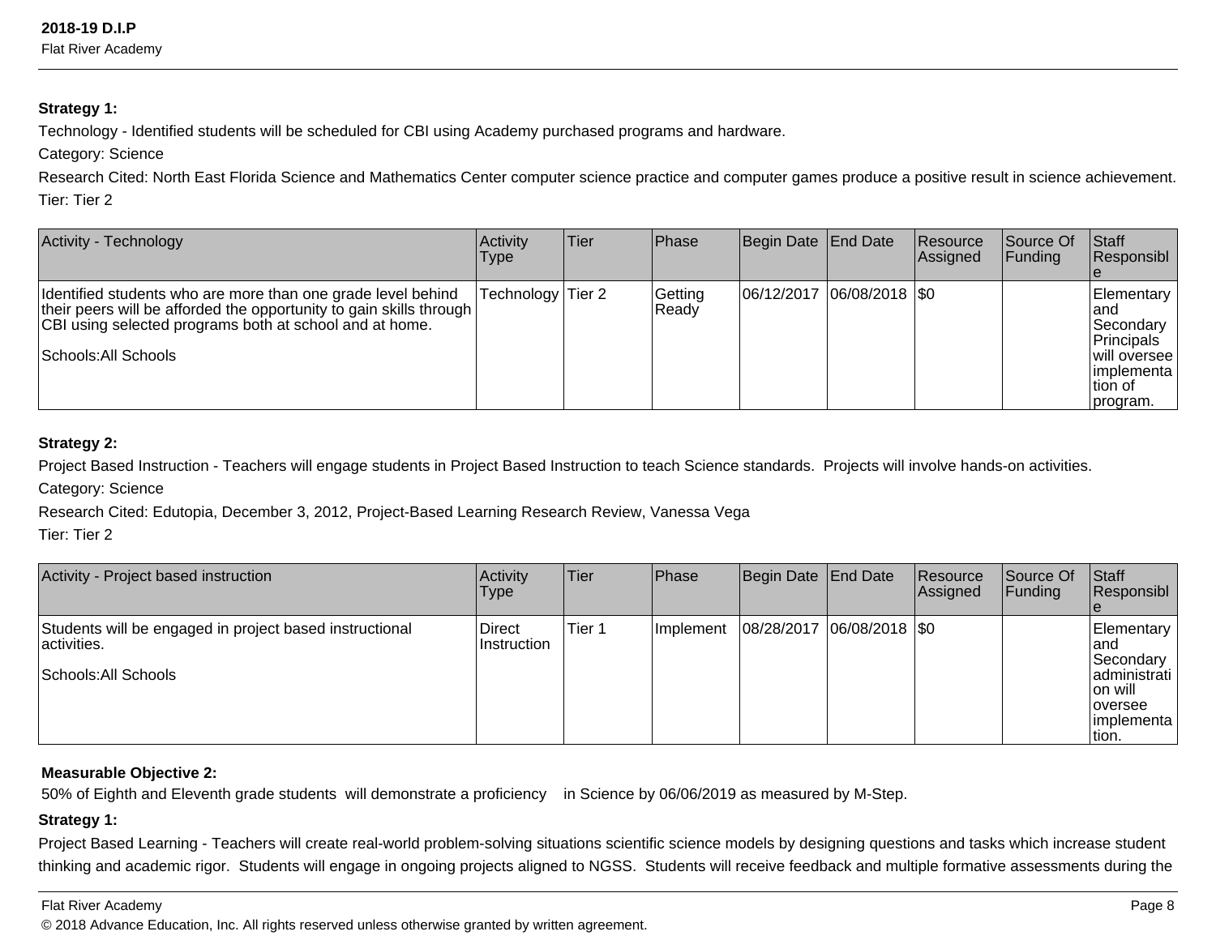**Strategy 1:**

Technology - Identified students will be scheduled for CBI using Academy purchased programs and hardware.

Category: Science

Research Cited: North East Florida Science and Mathematics Center computer science practice and computer games produce a positive result in science achievement.

Tier: Tier 2

| Activity - Technology | Activity Type | Tier | Phase | Begin Date | End Date | Resource Assigned | Source Of Funding | Staff Responsible |
|---|---|---|---|---|---|---|---|---|
| Identified students who are more than one grade level behind their peers will be afforded the opportunity to gain skills through CBI using selected programs both at school and at home.<br><br>Schools:All Schools | Technology | Tier 2 | Getting Ready | 06/12/2017 | 06/08/2018 | $0 | | Elementary and Secondary Principals will oversee implementation of program. |

**Strategy 2:**

Project Based Instruction - Teachers will engage students in Project Based Instruction to teach Science standards. Projects will involve hands-on activities.

Category: Science

Research Cited: Edutopia, December 3, 2012, Project-Based Learning Research Review, Vanessa Vega

Tier: Tier 2

| Activity - Project based instruction | Activity Type | Tier | Phase | Begin Date | End Date | Resource Assigned | Source Of Funding | Staff Responsible |
|---|---|---|---|---|---|---|---|---|
| Students will be engaged in project based instructional activities.<br><br>Schools:All Schools | Direct Instruction | Tier 1 | Implement | 08/28/2017 | 06/08/2018 | $0 | | Elementary and Secondary administration will oversee implementation. |

**Measurable Objective 2:**

50% of Eighth and Eleventh grade students will demonstrate a proficiency in Science by 06/06/2019 as measured by M-Step.

**Strategy 1:**

Project Based Learning - Teachers will create real-world problem-solving situations scientific science models by designing questions and tasks which increase student thinking and academic rigor. Students will engage in ongoing projects aligned to NGSS. Students will receive feedback and multiple formative assessments during the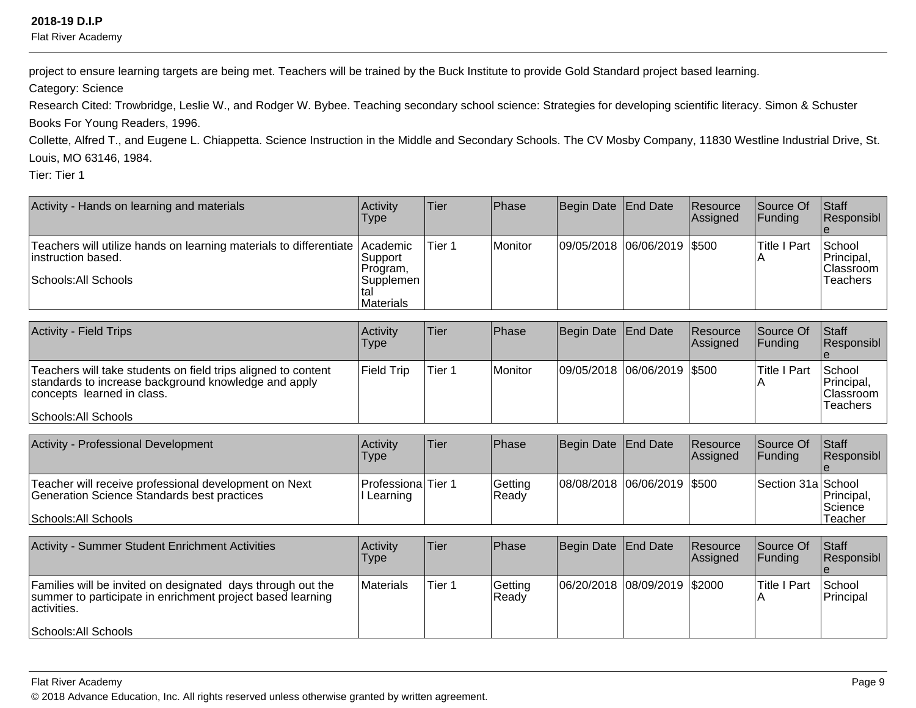project to ensure learning targets are being met. Teachers will be trained by the Buck Institute to provide Gold Standard project based learning.

Category: Science

Research Cited: Trowbridge, Leslie W., and Rodger W. Bybee. Teaching secondary school science: Strategies for developing scientific literacy. Simon & Schuster Books For Young Readers, 1996.

Collette, Alfred T., and Eugene L. Chiappetta. Science Instruction in the Middle and Secondary Schools. The CV Mosby Company, 11830 Westline Industrial Drive, St. Louis, MO 63146, 1984.

Tier: Tier 1

| Activity - Hands on learning and materials | Activity Type | Tier | Phase | Begin Date | End Date | Resource Assigned | Source Of Funding | Staff Responsible |
|---|---|---|---|---|---|---|---|---|
| Teachers will utilize hands on learning materials to differentiate instruction based.<br><br>Schools:All Schools | Academic Support Program, Supplemental Materials | Tier 1 | Monitor | 09/05/2018 | 06/06/2019 | $500 | Title I Part A | School Principal, Classroom Teachers |

| Activity - Field Trips | Activity Type | Tier | Phase | Begin Date | End Date | Resource Assigned | Source Of Funding | Staff Responsible |
|---|---|---|---|---|---|---|---|---|
| Teachers will take students on field trips aligned to content standards to increase background knowledge and apply concepts learned in class.<br><br>Schools:All Schools | Field Trip | Tier 1 | Monitor | 09/05/2018 | 06/06/2019 | $500 | Title I Part A | School Principal, Classroom Teachers |

| Activity - Professional Development | Activity Type | Tier | Phase | Begin Date | End Date | Resource Assigned | Source Of Funding | Staff Responsible |
|---|---|---|---|---|---|---|---|---|
| Teacher will receive professional development on Next Generation Science Standards best practices<br><br>Schools:All Schools | Professional Learning | Tier 1 | Getting Ready | 08/08/2018 | 06/06/2019 | $500 | Section 31a | School Principal, Science Teacher |

| Activity - Summer Student Enrichment Activities | Activity Type | Tier | Phase | Begin Date | End Date | Resource Assigned | Source Of Funding | Staff Responsible |
|---|---|---|---|---|---|---|---|---|
| Families will be invited on designated days through out the summer to participate in enrichment project based learning activities.<br><br>Schools:All Schools | Materials | Tier 1 | Getting Ready | 06/20/2018 | 08/09/2019 | $2000 | Title I Part A | School Principal |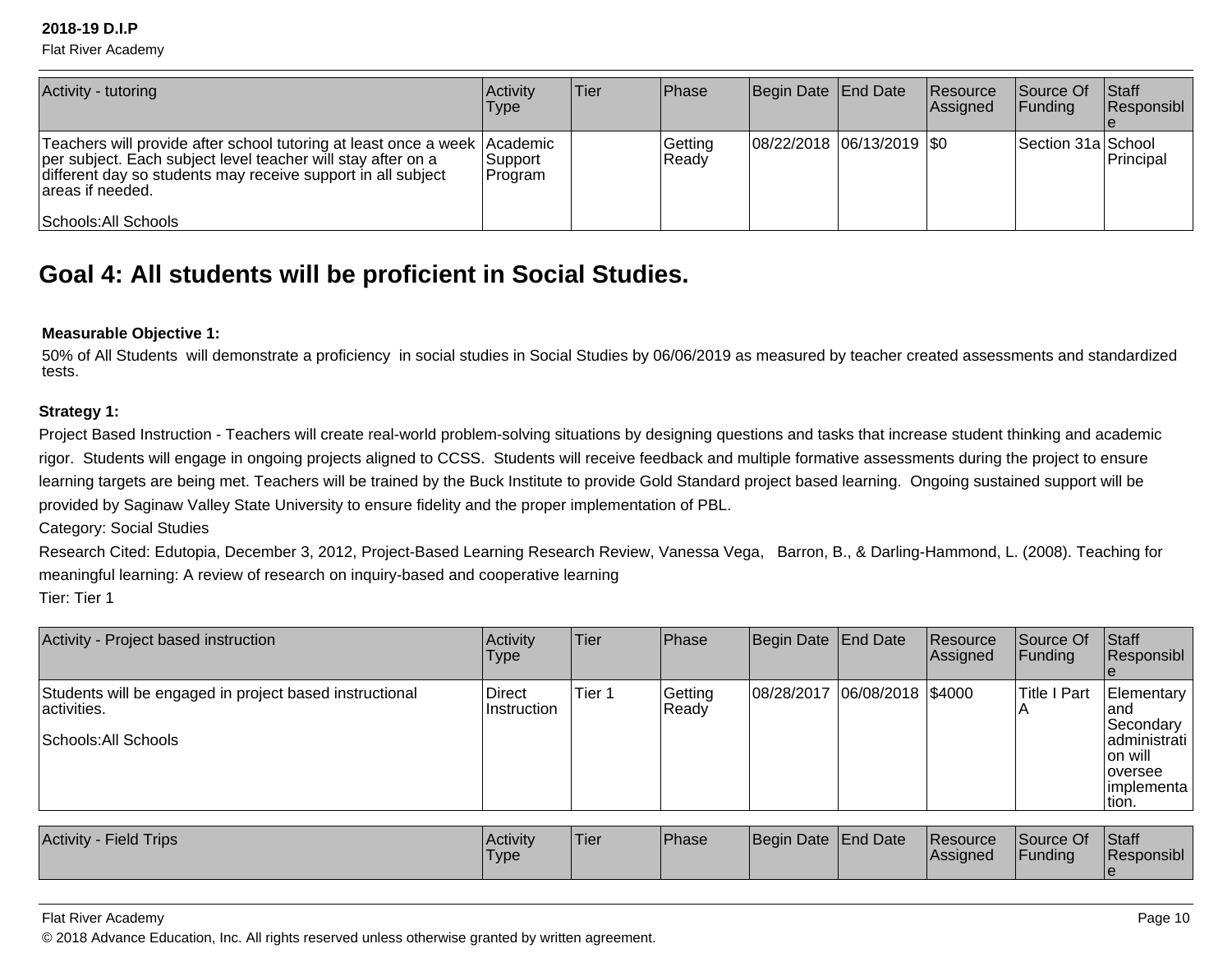| Activity - tutoring | Activity Type | Tier | Phase | Begin Date | End Date | Resource Assigned | Source Of Funding | Staff Responsible |
|---|---|---|---|---|---|---|---|---|
| Teachers will provide after school tutoring at least once a week per subject. Each subject level teacher will stay after on a different day so students may receive support in all subject areas if needed.<br><br>Schools:All Schools | Academic Support Program | | Getting Ready | 08/22/2018 | 06/13/2019 | $0 | Section 31a | School Principal |

## Goal 4: All students will be proficient in Social Studies.

**Measurable Objective 1:**

50% of All Students will demonstrate a proficiency in social studies in Social Studies by 06/06/2019 as measured by teacher created assessments and standardized tests.

**Strategy 1:**

Project Based Instruction - Teachers will create real-world problem-solving situations by designing questions and tasks that increase student thinking and academic rigor. Students will engage in ongoing projects aligned to CCSS. Students will receive feedback and multiple formative assessments during the project to ensure learning targets are being met. Teachers will be trained by the Buck Institute to provide Gold Standard project based learning. Ongoing sustained support will be provided by Saginaw Valley State University to ensure fidelity and the proper implementation of PBL.

Category: Social Studies

Research Cited: Edutopia, December 3, 2012, Project-Based Learning Research Review, Vanessa Vega, Barron, B., & Darling-Hammond, L. (2008). Teaching for meaningful learning: A review of research on inquiry-based and cooperative learning

Tier: Tier 1

| Activity - Project based instruction | Activity Type | Tier | Phase | Begin Date | End Date | Resource Assigned | Source Of Funding | Staff Responsible |
|---|---|---|---|---|---|---|---|---|
| Students will be engaged in project based instructional activities.<br><br>Schools:All Schools | Direct Instruction | Tier 1 | Getting Ready | 08/28/2017 | 06/08/2018 | $4000 | Title I Part A | Elementary and Secondary administration will oversee implementation. |

| Activity - Field Trips | Activity Type | Tier | Phase | Begin Date | End Date | Resource Assigned | Source Of Funding | Staff Responsible |
|---|---|---|---|---|---|---|---|---|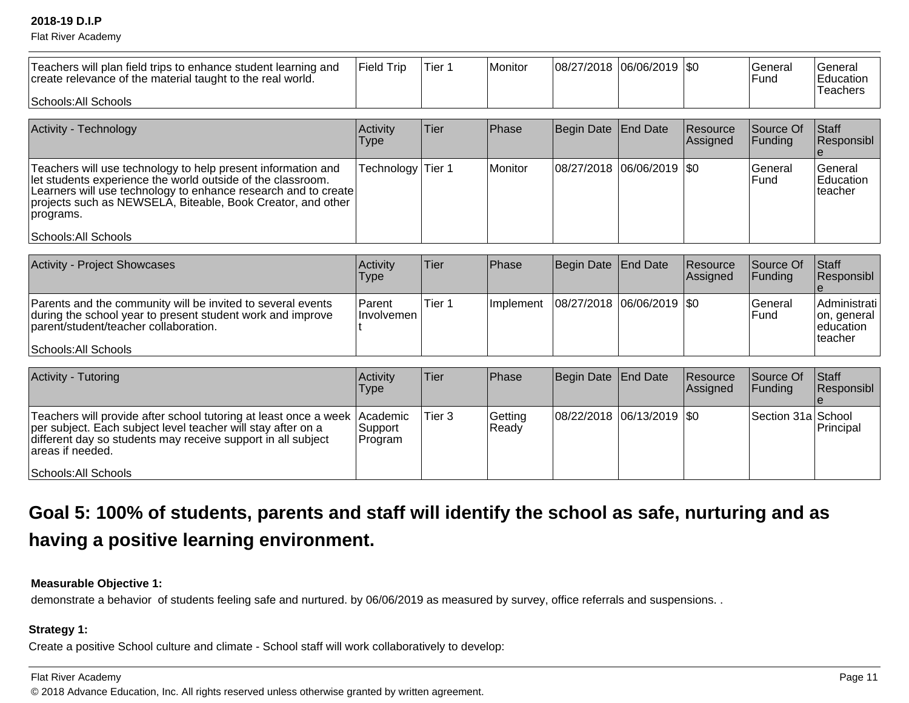| | | | | | | | | |
|---|---|---|---|---|---|---|---|---|
| Teachers will plan field trips to enhance student learning and create relevance of the material taught to the real world.<br><br>Schools:All Schools | Field Trip | Tier 1 | Monitor | 08/27/2018 | 06/06/2019 | $0 | General Fund | General Education Teachers |

| Activity - Technology | Activity Type | Tier | Phase | Begin Date | End Date | Resource Assigned | Source Of Funding | Staff Responsible |
|---|---|---|---|---|---|---|---|---|
| Teachers will use technology to help present information and let students experience the world outside of the classroom. Learners will use technology to enhance research and to create projects such as NEWSELA, Biteable, Book Creator, and other programs.<br><br>Schools:All Schools | Technology | Tier 1 | Monitor | 08/27/2018 | 06/06/2019 | $0 | General Fund | General Education teacher |

| Activity - Project Showcases | Activity Type | Tier | Phase | Begin Date | End Date | Resource Assigned | Source Of Funding | Staff Responsible |
|---|---|---|---|---|---|---|---|---|
| Parents and the community will be invited to several events during the school year to present student work and improve parent/student/teacher collaboration.<br><br>Schools:All Schools | Parent Involvement | Tier 1 | Implement | 08/27/2018 | 06/06/2019 | $0 | General Fund | Administration, general education teacher |

| Activity - Tutoring | Activity Type | Tier | Phase | Begin Date | End Date | Resource Assigned | Source Of Funding | Staff Responsible |
|---|---|---|---|---|---|---|---|---|
| Teachers will provide after school tutoring at least once a week per subject. Each subject level teacher will stay after on a different day so students may receive support in all subject areas if needed.<br><br>Schools:All Schools | Academic Support Program | Tier 3 | Getting Ready | 08/22/2018 | 06/13/2019 | $0 | Section 31a | School Principal |

## Goal 5: 100% of students, parents and staff will identify the school as safe, nurturing and as having a positive learning environment.

**Measurable Objective 1:**

demonstrate a behavior of students feeling safe and nurtured. by 06/06/2019 as measured by survey, office referrals and suspensions. .

**Strategy 1:**

Create a positive School culture and climate - School staff will work collaboratively to develop: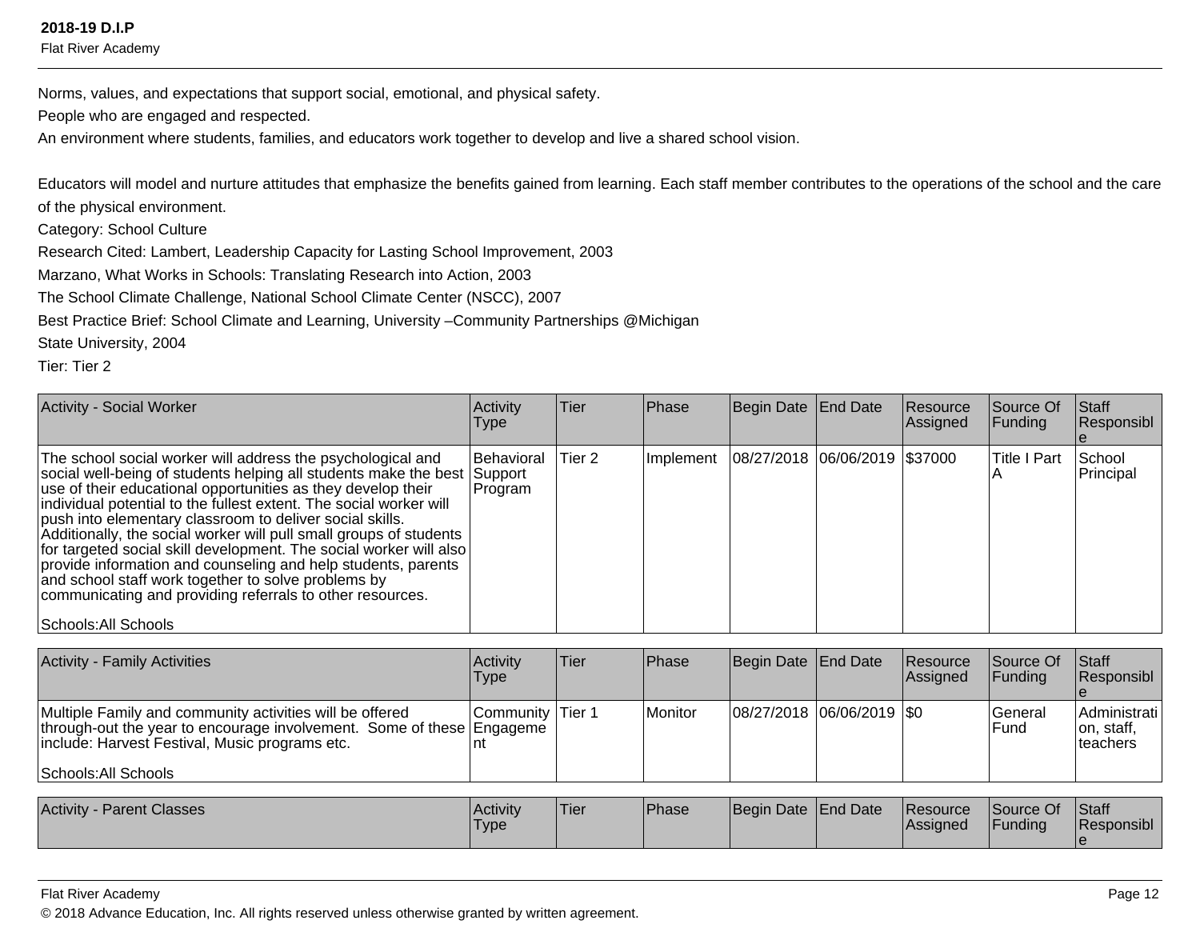Norms, values, and expectations that support social, emotional, and physical safety.
People who are engaged and respected.
An environment where students, families, and educators work together to develop and live a shared school vision.

Educators will model and nurture attitudes that emphasize the benefits gained from learning. Each staff member contributes to the operations of the school and the care of the physical environment.
Category: School Culture
Research Cited: Lambert, Leadership Capacity for Lasting School Improvement, 2003
Marzano, What Works in Schools: Translating Research into Action, 2003
The School Climate Challenge, National School Climate Center (NSCC), 2007
Best Practice Brief: School Climate and Learning, University –Community Partnerships @Michigan
State University, 2004
Tier: Tier 2

| Activity - Social Worker | Activity Type | Tier | Phase | Begin Date | End Date | Resource Assigned | Source Of Funding | Staff Responsible |
|---|---|---|---|---|---|---|---|---|
| The school social worker will address the psychological and social well-being of students helping all students make the best use of their educational opportunities as they develop their individual potential to the fullest extent. The social worker will push into elementary classroom to deliver social skills. Additionally, the social worker will pull small groups of students for targeted social skill development. The social worker will also provide information and counseling and help students, parents and school staff work together to solve problems by communicating and providing referrals to other resources.<br><br>Schools:All Schools | Behavioral Support Program | Tier 2 | Implement | 08/27/2018 | 06/06/2019 | $37000 | Title I Part A | School Principal |

| Activity - Family Activities | Activity Type | Tier | Phase | Begin Date | End Date | Resource Assigned | Source Of Funding | Staff Responsible |
|---|---|---|---|---|---|---|---|---|
| Multiple Family and community activities will be offered through-out the year to encourage involvement. Some of these include: Harvest Festival, Music programs etc.<br><br>Schools:All Schools | Community Engagement | Tier 1 | Monitor | 08/27/2018 | 06/06/2019 | $0 | General Fund | Administration, staff, teachers |

| Activity - Parent Classes | Activity Type | Tier | Phase | Begin Date | End Date | Resource Assigned | Source Of Funding | Staff Responsible |
|---|---|---|---|---|---|---|---|---|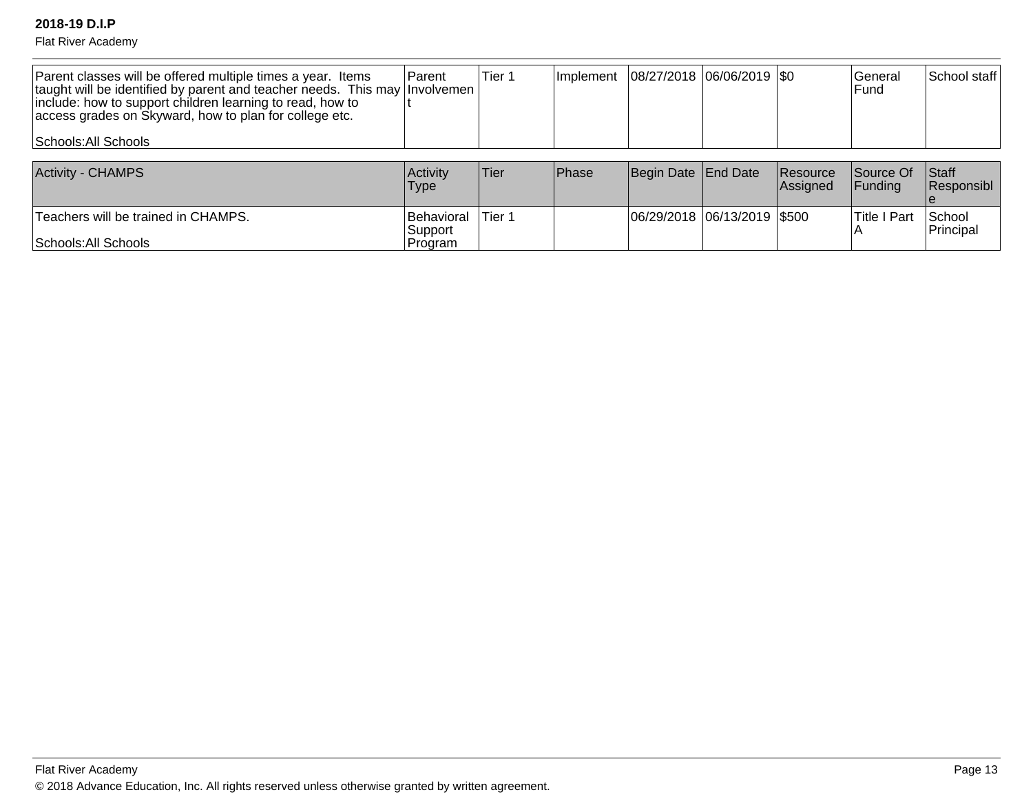| | | | | | | | | |
|---|---|---|---|---|---|---|---|---|
| Parent classes will be offered multiple times a year. Items taught will be identified by parent and teacher needs. This may include: how to support children learning to read, how to access grades on Skyward, how to plan for college etc.<br><br>Schools:All Schools | Parent Involvement | Tier 1 | Implement | 08/27/2018 | 06/06/2019 | $0 | General Fund | School staff |

| Activity - CHAMPS | Activity Type | Tier | Phase | Begin Date | End Date | Resource Assigned | Source Of Funding | Staff Responsible |
|---|---|---|---|---|---|---|---|---|
| Teachers will be trained in CHAMPS.<br><br>Schools:All Schools | Behavioral Support Program | Tier 1 | | 06/29/2018 | 06/13/2019 | $500 | Title I Part A | School Principal |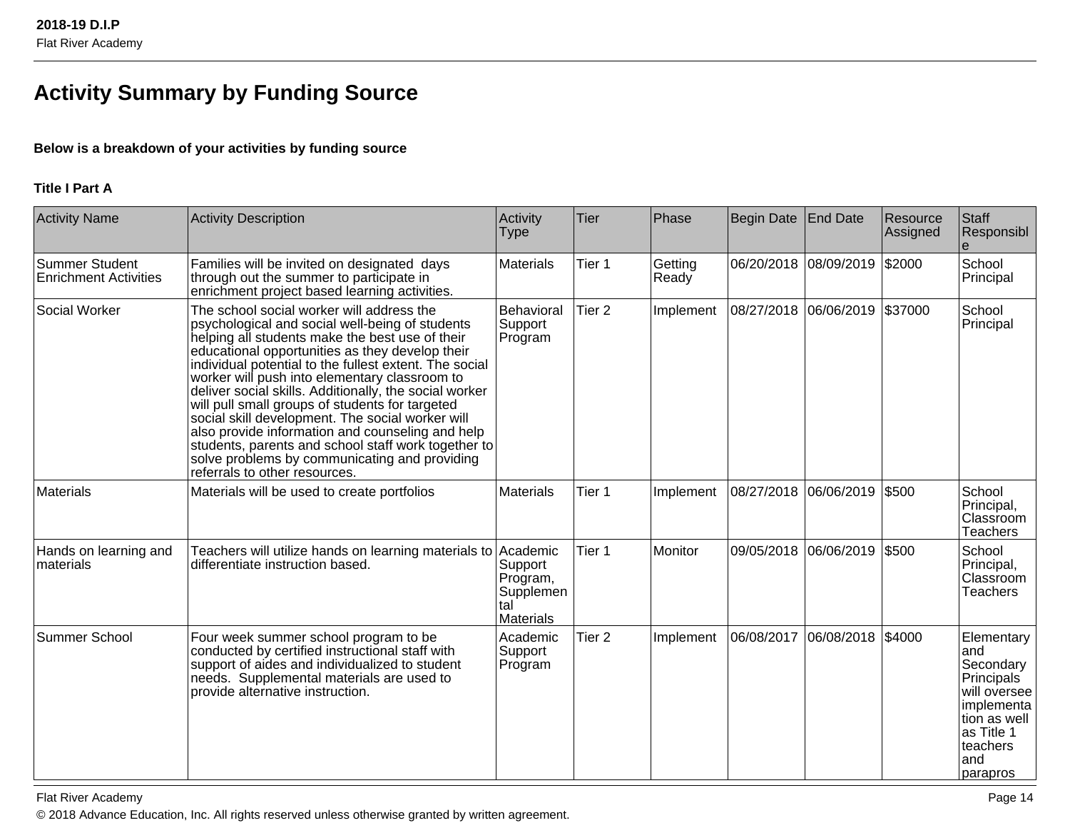## Activity Summary by Funding Source

**Below is a breakdown of your activities by funding source**

**Title I Part A**

| Activity Name | Activity Description | Activity Type | Tier | Phase | Begin Date | End Date | Resource Assigned | Staff Responsible |
|---|---|---|---|---|---|---|---|---|
| Summer Student Enrichment Activities | Families will be invited on designated days through out the summer to participate in enrichment project based learning activities. | Materials | Tier 1 | Getting Ready | 06/20/2018 | 08/09/2019 | $2000 | School Principal |
| Social Worker | The school social worker will address the psychological and social well-being of students helping all students make the best use of their educational opportunities as they develop their individual potential to the fullest extent. The social worker will push into elementary classroom to deliver social skills. Additionally, the social worker will pull small groups of students for targeted social skill development. The social worker will also provide information and counseling and help students, parents and school staff work together to solve problems by communicating and providing referrals to other resources. | Behavioral Support Program | Tier 2 | Implement | 08/27/2018 | 06/06/2019 | $37000 | School Principal |
| Materials | Materials will be used to create portfolios | Materials | Tier 1 | Implement | 08/27/2018 | 06/06/2019 | $500 | School Principal, Classroom Teachers |
| Hands on learning and materials | Teachers will utilize hands on learning materials to differentiate instruction based. | Academic Support Program, Supplemental Materials | Tier 1 | Monitor | 09/05/2018 | 06/06/2019 | $500 | School Principal, Classroom Teachers |
| Summer School | Four week summer school program to be conducted by certified instructional staff with support of aides and individualized to student needs. Supplemental materials are used to provide alternative instruction. | Academic Support Program | Tier 2 | Implement | 06/08/2017 | 06/08/2018 | $4000 | Elementary and Secondary Principals will oversee implementation as well as Title 1 teachers and parapros |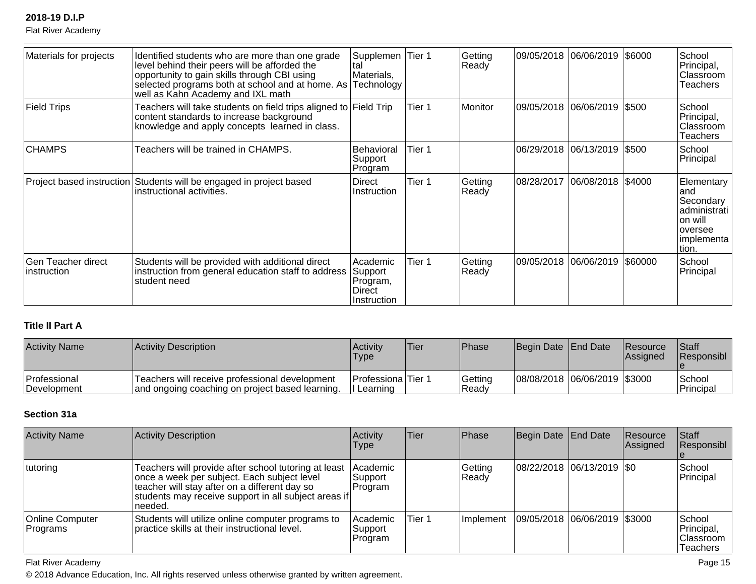| Activity Name | Activity Description | Activity Type | Tier | Phase | Begin Date | End Date | Resource Assigned | Staff Responsible |
|---|---|---|---|---|---|---|---|---|
| Materials for projects | Identified students who are more than one grade level behind their peers will be afforded the opportunity to gain skills through CBI using selected programs both at school and at home. As well as Kahn Academy and IXL math | Supplemental Materials, Technology | Tier 1 | Getting Ready | 09/05/2018 | 06/06/2019 | $6000 | School Principal, Classroom Teachers |
| Field Trips | Teachers will take students on field trips aligned to content standards to increase background knowledge and apply concepts learned in class. | Field Trip | Tier 1 | Monitor | 09/05/2018 | 06/06/2019 | $500 | School Principal, Classroom Teachers |
| CHAMPS | Teachers will be trained in CHAMPS. | Behavioral Support Program | Tier 1 | | 06/29/2018 | 06/13/2019 | $500 | School Principal |
| Project based instruction | Students will be engaged in project based instructional activities. | Direct Instruction | Tier 1 | Getting Ready | 08/28/2017 | 06/08/2018 | $4000 | Elementary and Secondary administration will oversee implementation. |
| Gen Teacher direct instruction | Students will be provided with additional direct instruction from general education staff to address student need | Academic Support Program, Direct Instruction | Tier 1 | Getting Ready | 09/05/2018 | 06/06/2019 | $60000 | School Principal |

**Title II Part A**

| Activity Name | Activity Description | Activity Type | Tier | Phase | Begin Date | End Date | Resource Assigned | Staff Responsible |
|---|---|---|---|---|---|---|---|---|
| Professional Development | Teachers will receive professional development and ongoing coaching on project based learning. | Professional Learning | Tier 1 | Getting Ready | 08/08/2018 | 06/06/2019 | $3000 | School Principal |

**Section 31a**

| Activity Name | Activity Description | Activity Type | Tier | Phase | Begin Date | End Date | Resource Assigned | Staff Responsible |
|---|---|---|---|---|---|---|---|---|
| tutoring | Teachers will provide after school tutoring at least once a week per subject. Each subject level teacher will stay after on a different day so students may receive support in all subject areas if needed. | Academic Support Program | | Getting Ready | 08/22/2018 | 06/13/2019 | $0 | School Principal |
| Online Computer Programs | Students will utilize online computer programs to practice skills at their instructional level. | Academic Support Program | Tier 1 | Implement | 09/05/2018 | 06/06/2019 | $3000 | School Principal, Classroom Teachers |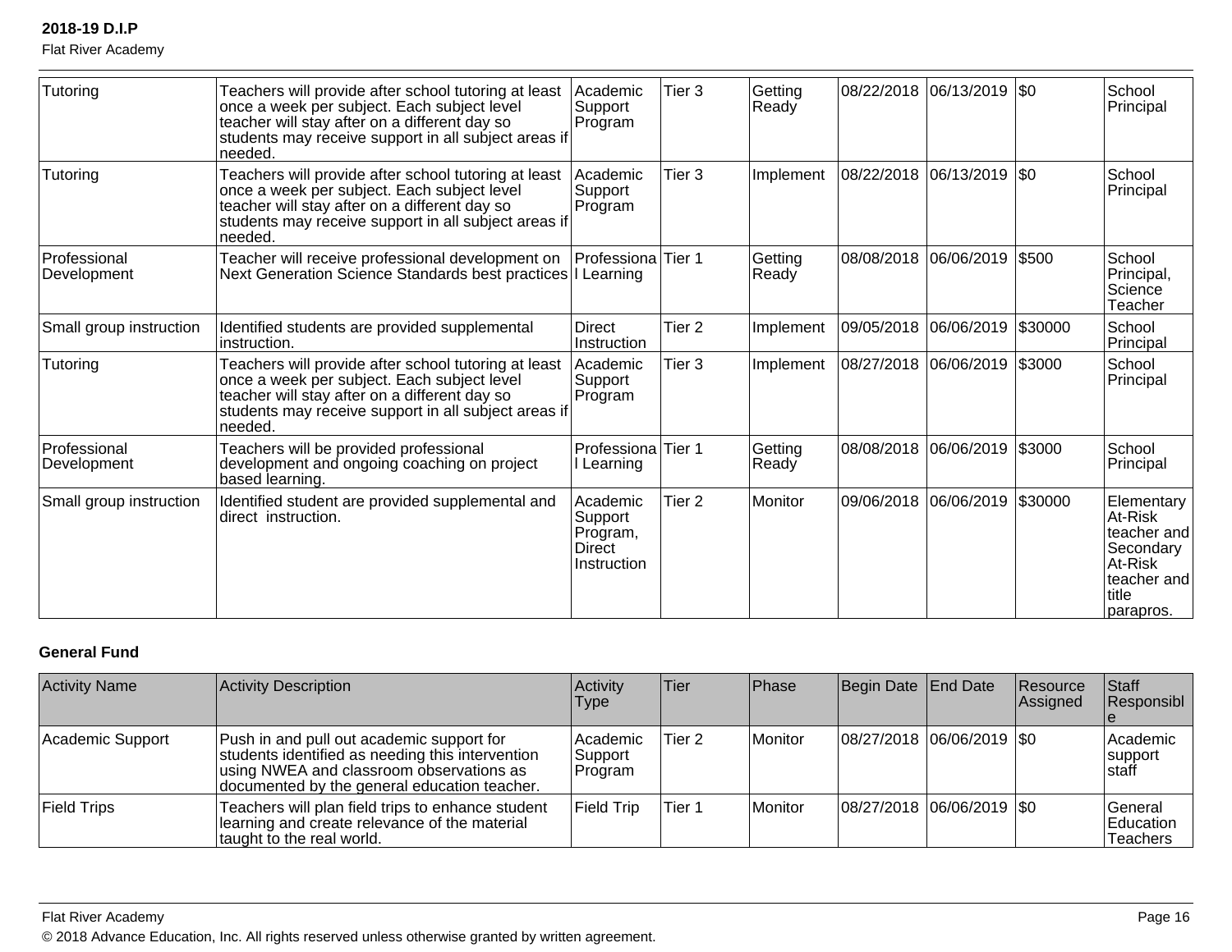| Tutoring | Teachers will provide after school tutoring at least once a week per subject. Each subject level teacher will stay after on a different day so students may receive support in all subject areas if needed. | Academic Support Program | Tier 3 | Getting Ready | 08/22/2018 | 06/13/2019 | $0 | School Principal |
|---|---|---|---|---|---|---|---|---|
| Tutoring | Teachers will provide after school tutoring at least once a week per subject. Each subject level teacher will stay after on a different day so students may receive support in all subject areas if needed. | Academic Support Program | Tier 3 | Implement | 08/22/2018 | 06/13/2019 | $0 | School Principal |
| Professional Development | Teacher will receive professional development on Next Generation Science Standards best practices | Professional Learning | Tier 1 | Getting Ready | 08/08/2018 | 06/06/2019 | $500 | School Principal, Science Teacher |
| Small group instruction | Identified students are provided supplemental instruction. | Direct Instruction | Tier 2 | Implement | 09/05/2018 | 06/06/2019 | $30000 | School Principal |
| Tutoring | Teachers will provide after school tutoring at least once a week per subject. Each subject level teacher will stay after on a different day so students may receive support in all subject areas if needed. | Academic Support Program | Tier 3 | Implement | 08/27/2018 | 06/06/2019 | $3000 | School Principal |
| Professional Development | Teachers will be provided professional development and ongoing coaching on project based learning. | Professional Learning | Tier 1 | Getting Ready | 08/08/2018 | 06/06/2019 | $3000 | School Principal |
| Small group instruction | Identified student are provided supplemental and direct instruction. | Academic Support Program, Direct Instruction | Tier 2 | Monitor | 09/06/2018 | 06/06/2019 | $30000 | Elementary At-Risk teacher and Secondary At-Risk teacher and title parapros. |

**General Fund**

| Activity Name | Activity Description | Activity Type | Tier | Phase | Begin Date | End Date | Resource Assigned | Staff Responsible |
|---|---|---|---|---|---|---|---|---|
| Academic Support | Push in and pull out academic support for students identified as needing this intervention using NWEA and classroom observations as documented by the general education teacher. | Academic Support Program | Tier 2 | Monitor | 08/27/2018 | 06/06/2019 | $0 | Academic support staff |
| Field Trips | Teachers will plan field trips to enhance student learning and create relevance of the material taught to the real world. | Field Trip | Tier 1 | Monitor | 08/27/2018 | 06/06/2019 | $0 | General Education Teachers |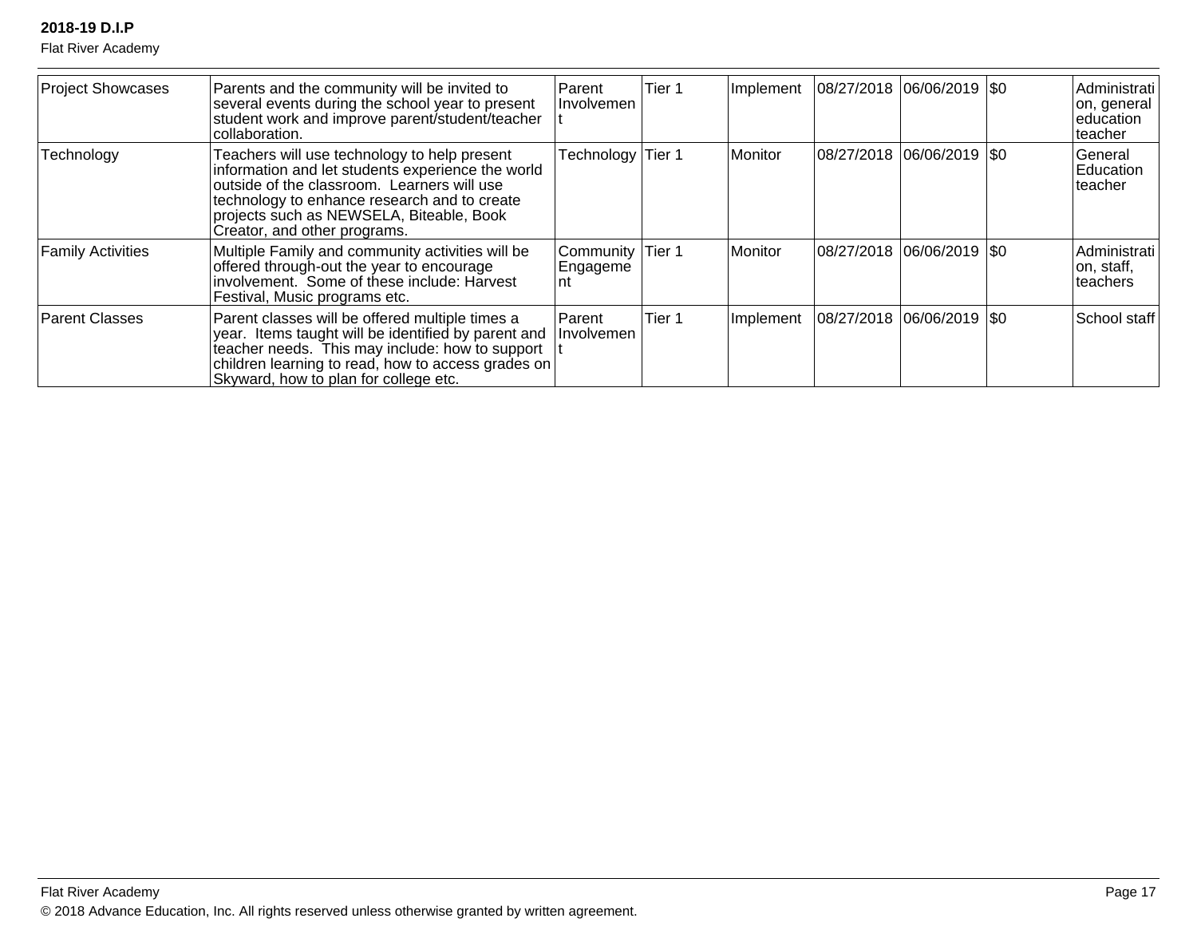| Project Showcases | Parents and the community will be invited to several events during the school year to present student work and improve parent/student/teacher collaboration. | Parent Involvement | Tier 1 | Implement | 08/27/2018 | 06/06/2019 | $0 | Administration, general education teacher |
|---|---|---|---|---|---|---|---|---|
| Technology | Teachers will use technology to help present information and let students experience the world outside of the classroom. Learners will use technology to enhance research and to create projects such as NEWSELA, Biteable, Book Creator, and other programs. | Technology | Tier 1 | Monitor | 08/27/2018 | 06/06/2019 | $0 | General Education teacher |
| Family Activities | Multiple Family and community activities will be offered through-out the year to encourage involvement. Some of these include: Harvest Festival, Music programs etc. | Community Engagement | Tier 1 | Monitor | 08/27/2018 | 06/06/2019 | $0 | Administration, staff, teachers |
| Parent Classes | Parent classes will be offered multiple times a year. Items taught will be identified by parent and teacher needs. This may include: how to support children learning to read, how to access grades on Skyward, how to plan for college etc. | Parent Involvement | Tier 1 | Implement | 08/27/2018 | 06/06/2019 | $0 | School staff |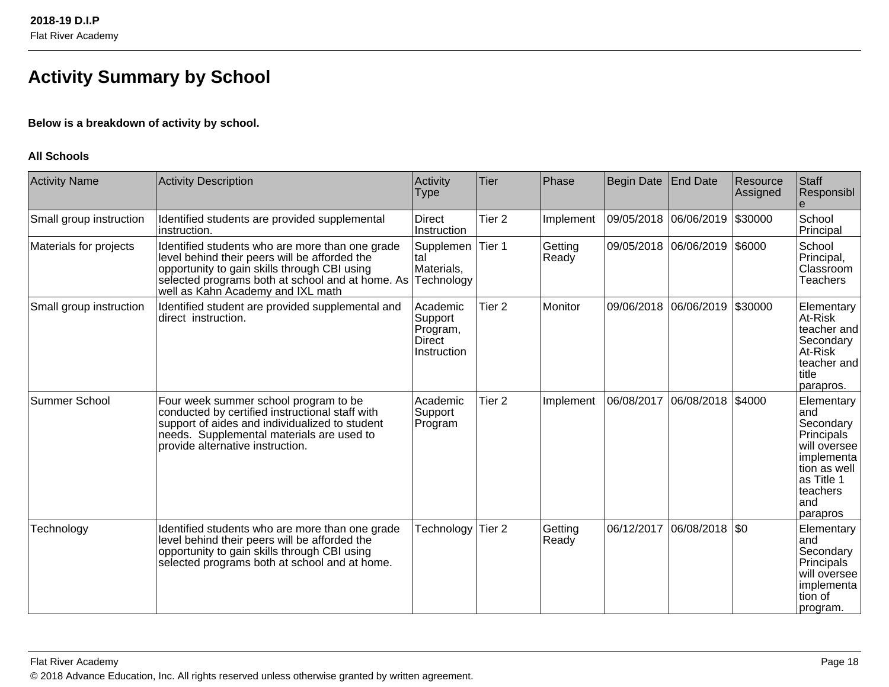# Activity Summary by School

**Below is a breakdown of activity by school.**

**All Schools**

| Activity Name | Activity Description | Activity Type | Tier | Phase | Begin Date | End Date | Resource Assigned | Staff Responsible |
|---|---|---|---|---|---|---|---|---|
| Small group instruction | Identified students are provided supplemental instruction. | Direct Instruction | Tier 2 | Implement | 09/05/2018 | 06/06/2019 | $30000 | School Principal |
| Materials for projects | Identified students who are more than one grade level behind their peers will be afforded the opportunity to gain skills through CBI using selected programs both at school and at home. As well as Kahn Academy and IXL math | Supplemental Materials, Technology | Tier 1 | Getting Ready | 09/05/2018 | 06/06/2019 | $6000 | School Principal, Classroom Teachers |
| Small group instruction | Identified student are provided supplemental and direct instruction. | Academic Support Program, Direct Instruction | Tier 2 | Monitor | 09/06/2018 | 06/06/2019 | $30000 | Elementary At-Risk teacher and Secondary At-Risk teacher and title parapros. |
| Summer School | Four week summer school program to be conducted by certified instructional staff with support of aides and individualized to student needs. Supplemental materials are used to provide alternative instruction. | Academic Support Program | Tier 2 | Implement | 06/08/2017 | 06/08/2018 | $4000 | Elementary and Secondary Principals will oversee implementation as well as Title 1 teachers and parapros |
| Technology | Identified students who are more than one grade level behind their peers will be afforded the opportunity to gain skills through CBI using selected programs both at school and at home. | Technology | Tier 2 | Getting Ready | 06/12/2017 | 06/08/2018 | $0 | Elementary and Secondary Principals will oversee implementation of program. |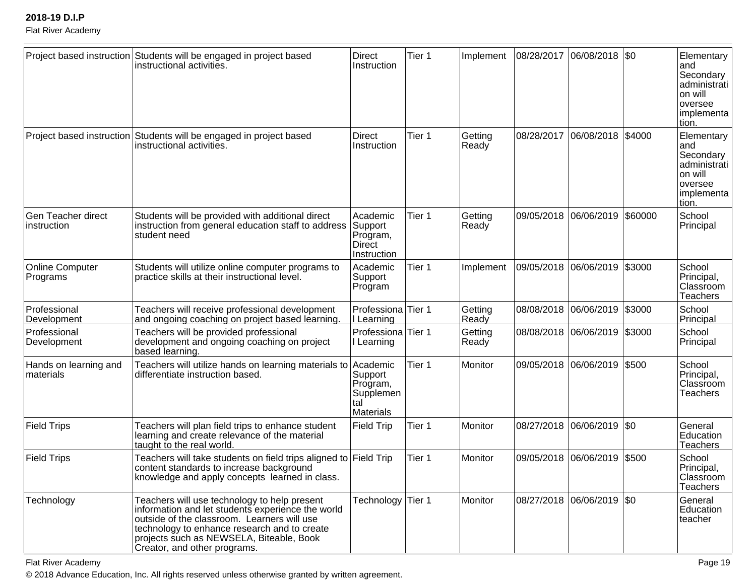| Project based instruction | Students will be engaged in project based instructional activities. | Direct Instruction | Tier 1 | Implement | 08/28/2017 | 06/08/2018 | $0 | Elementary and Secondary administration will oversee implementation. |
|---|---|---|---|---|---|---|---|---|
| Project based instruction | Students will be engaged in project based instructional activities. | Direct Instruction | Tier 1 | Getting Ready | 08/28/2017 | 06/08/2018 | $4000 | Elementary and Secondary administration will oversee implementation. |
| Gen Teacher direct instruction | Students will be provided with additional direct instruction from general education staff to address student need | Academic Support Program, Direct Instruction | Tier 1 | Getting Ready | 09/05/2018 | 06/06/2019 | $60000 | School Principal |
| Online Computer Programs | Students will utilize online computer programs to practice skills at their instructional level. | Academic Support Program | Tier 1 | Implement | 09/05/2018 | 06/06/2019 | $3000 | School Principal, Classroom Teachers |
| Professional Development | Teachers will receive professional development and ongoing coaching on project based learning. | Professional Learning | Tier 1 | Getting Ready | 08/08/2018 | 06/06/2019 | $3000 | School Principal |
| Professional Development | Teachers will be provided professional development and ongoing coaching on project based learning. | Professional Learning | Tier 1 | Getting Ready | 08/08/2018 | 06/06/2019 | $3000 | School Principal |
| Hands on learning and materials | Teachers will utilize hands on learning materials to differentiate instruction based. | Academic Support Program, Supplemental Materials | Tier 1 | Monitor | 09/05/2018 | 06/06/2019 | $500 | School Principal, Classroom Teachers |
| Field Trips | Teachers will plan field trips to enhance student learning and create relevance of the material taught to the real world. | Field Trip | Tier 1 | Monitor | 08/27/2018 | 06/06/2019 | $0 | General Education Teachers |
| Field Trips | Teachers will take students on field trips aligned to content standards to increase background knowledge and apply concepts learned in class. | Field Trip | Tier 1 | Monitor | 09/05/2018 | 06/06/2019 | $500 | School Principal, Classroom Teachers |
| Technology | Teachers will use technology to help present information and let students experience the world outside of the classroom. Learners will use technology to enhance research and to create projects such as NEWSELA, Biteable, Book Creator, and other programs. | Technology | Tier 1 | Monitor | 08/27/2018 | 06/06/2019 | $0 | General Education teacher |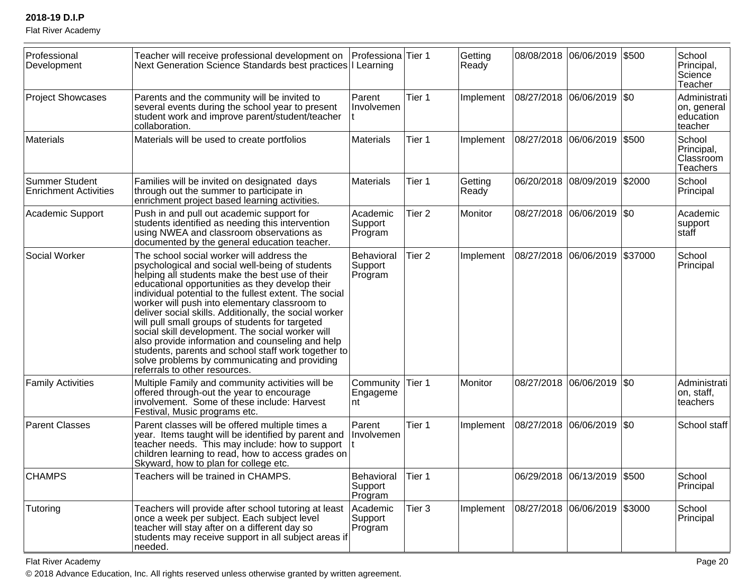| Professional Development | Teacher will receive professional development on Next Generation Science Standards best practices | Professional Learning | Tier 1 | Getting Ready | 08/08/2018 | 06/06/2019 | $500 | School Principal, Science Teacher |
|---|---|---|---|---|---|---|---|---|
| Project Showcases | Parents and the community will be invited to several events during the school year to present student work and improve parent/student/teacher collaboration. | Parent Involvement | Tier 1 | Implement | 08/27/2018 | 06/06/2019 | $0 | Administration, general education teacher |
| Materials | Materials will be used to create portfolios | Materials | Tier 1 | Implement | 08/27/2018 | 06/06/2019 | $500 | School Principal, Classroom Teachers |
| Summer Student Enrichment Activities | Families will be invited on designated days through out the summer to participate in enrichment project based learning activities. | Materials | Tier 1 | Getting Ready | 06/20/2018 | 08/09/2019 | $2000 | School Principal |
| Academic Support | Push in and pull out academic support for students identified as needing this intervention using NWEA and classroom observations as documented by the general education teacher. | Academic Support Program | Tier 2 | Monitor | 08/27/2018 | 06/06/2019 | $0 | Academic support staff |
| Social Worker | The school social worker will address the psychological and social well-being of students helping all students make the best use of their educational opportunities as they develop their individual potential to the fullest extent. The social worker will push into elementary classroom to deliver social skills. Additionally, the social worker will pull small groups of students for targeted social skill development. The social worker will also provide information and counseling and help students, parents and school staff work together to solve problems by communicating and providing referrals to other resources. | Behavioral Support Program | Tier 2 | Implement | 08/27/2018 | 06/06/2019 | $37000 | School Principal |
| Family Activities | Multiple Family and community activities will be offered through-out the year to encourage involvement. Some of these include: Harvest Festival, Music programs etc. | Community Engagement | Tier 1 | Monitor | 08/27/2018 | 06/06/2019 | $0 | Administration, staff, teachers |
| Parent Classes | Parent classes will be offered multiple times a year. Items taught will be identified by parent and teacher needs. This may include: how to support children learning to read, how to access grades on Skyward, how to plan for college etc. | Parent Involvement | Tier 1 | Implement | 08/27/2018 | 06/06/2019 | $0 | School staff |
| CHAMPS | Teachers will be trained in CHAMPS. | Behavioral Support Program | Tier 1 | | 06/29/2018 | 06/13/2019 | $500 | School Principal |
| Tutoring | Teachers will provide after school tutoring at least once a week per subject. Each subject level teacher will stay after on a different day so students may receive support in all subject areas if needed. | Academic Support Program | Tier 3 | Implement | 08/27/2018 | 06/06/2019 | $3000 | School Principal |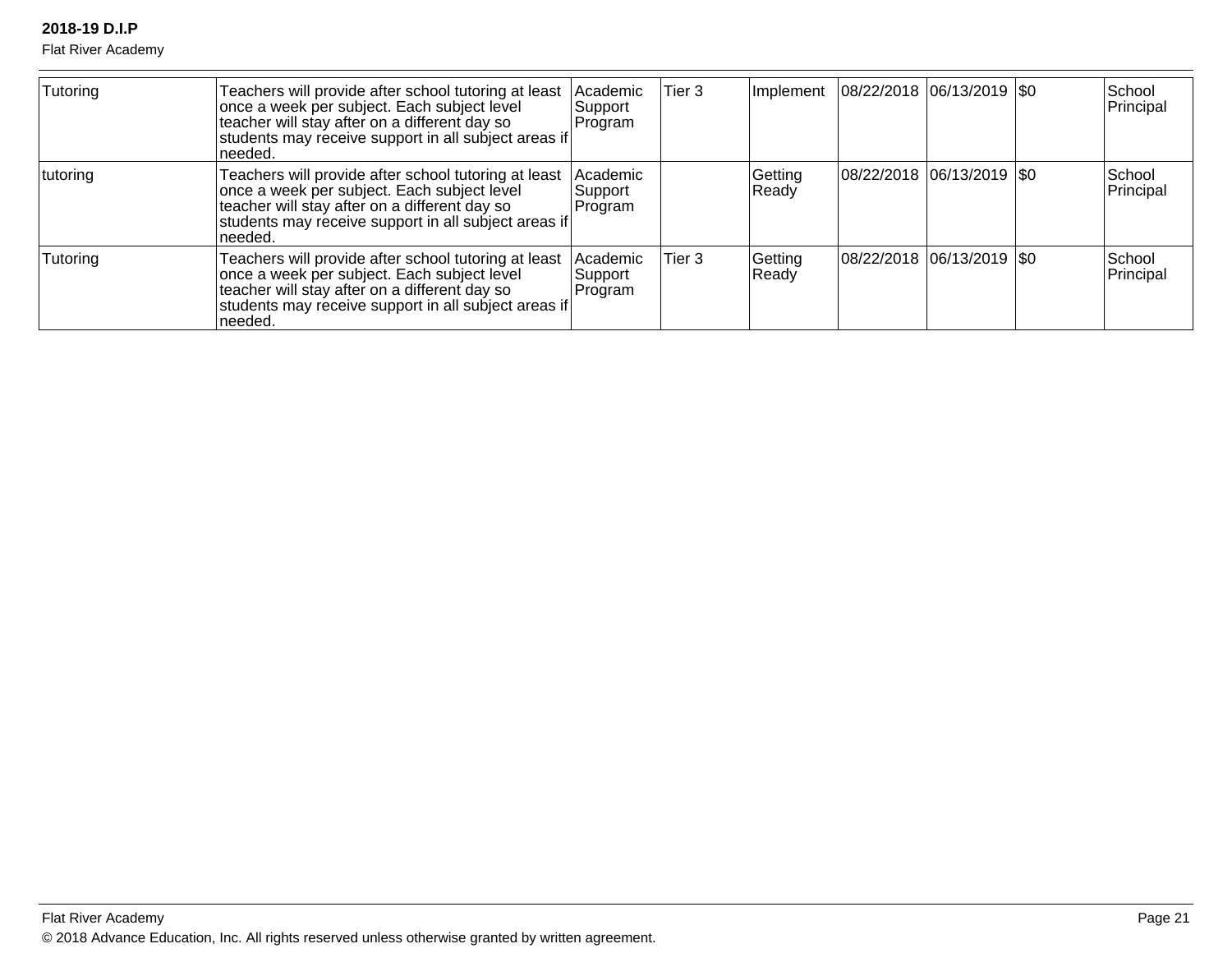| | | | | | | | | |
|---|---|---|---|---|---|---|---|---|
| Tutoring | Teachers will provide after school tutoring at least once a week per subject. Each subject level teacher will stay after on a different day so students may receive support in all subject areas if needed. | Academic Support Program | Tier 3 | Implement | 08/22/2018 | 06/13/2019 | $0 | School Principal |
| tutoring | Teachers will provide after school tutoring at least once a week per subject. Each subject level teacher will stay after on a different day so students may receive support in all subject areas if needed. | Academic Support Program | | Getting Ready | 08/22/2018 | 06/13/2019 | $0 | School Principal |
| Tutoring | Teachers will provide after school tutoring at least once a week per subject. Each subject level teacher will stay after on a different day so students may receive support in all subject areas if needed. | Academic Support Program | Tier 3 | Getting Ready | 08/22/2018 | 06/13/2019 | $0 | School Principal |